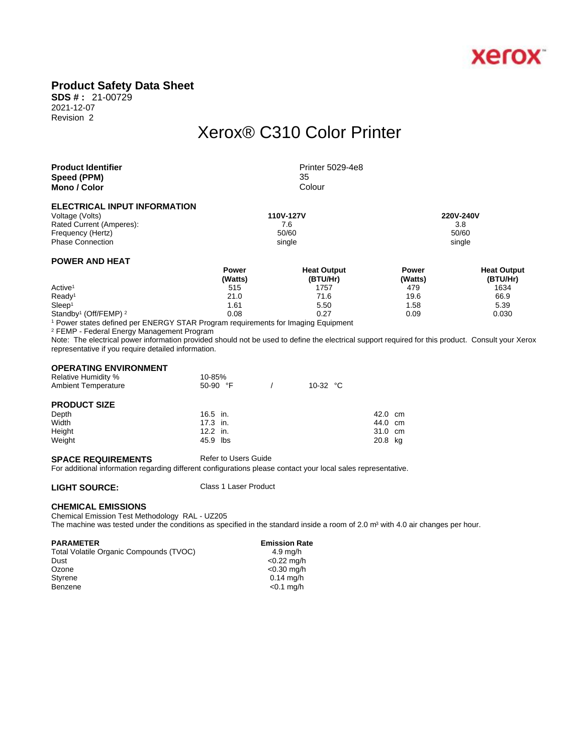xerox

# Product Safety Data Sheet

**SDS # :** 21-00729
2021-12-07
Revision 2

## Xerox® C310 Color Printer

| | |
|---|---|
| **Product Identifier** | Printer 5029-4e8 |
| **Speed (PPM)** | 35 |
| **Mono / Color** | Colour |

### ELECTRICAL INPUT INFORMATION

| | 110V-127V | 220V-240V |
|---|---|---|
| Voltage (Volts) | **110V-127V** | **220V-240V** |
| Rated Current (Amperes): | 7.6 | 3.8 |
| Frequency (Hertz) | 50/60 | 50/60 |
| Phase Connection | single | single |

### POWER AND HEAT

| | Power (Watts) | Heat Output (BTU/Hr) | Power (Watts) | Heat Output (BTU/Hr) |
|---|---|---|---|---|
| Active[1] | 515 | 1757 | 479 | 1634 |
| Ready[1] | 21.0 | 71.6 | 19.6 | 66.9 |
| Sleep[1] | 1.61 | 5.50 | 1.58 | 5.39 |
| Standby[1] (Off/FEMP) [2] | 0.08 | 0.27 | 0.09 | 0.030 |

[1] Power states defined per ENERGY STAR Program requirements for Imaging Equipment
[2] FEMP - Federal Energy Management Program
Note: The electrical power information provided should not be used to define the electrical support required for this product. Consult your Xerox representative if you require detailed information.

### OPERATING ENVIRONMENT

| | | |
|---|---|---|
| Relative Humidity % | 10-85% | |
| Ambient Temperature | 50-90 °F | 10-32 °C |

### PRODUCT SIZE

| | | |
|---|---|---|
| Depth | 16.5 in. | 42.0 cm |
| Width | 17.3 in. | 44.0 cm |
| Height | 12.2 in. | 31.0 cm |
| Weight | 45.9 lbs | 20.8 kg |

**SPACE REQUIREMENTS** Refer to Users Guide
For additional information regarding different configurations please contact your local sales representative.

**LIGHT SOURCE:** Class 1 Laser Product

### CHEMICAL EMISSIONS

Chemical Emission Test Methodology RAL - UZ205
The machine was tested under the conditions as specified in the standard inside a room of 2.0 m³ with 4.0 air changes per hour.

| PARAMETER | Emission Rate |
|---|---|
| Total Volatile Organic Compounds (TVOC) | 4.9 mg/h |
| Dust | <0.22 mg/h |
| Ozone | <0.30 mg/h |
| Styrene | 0.14 mg/h |
| Benzene | <0.1 mg/h |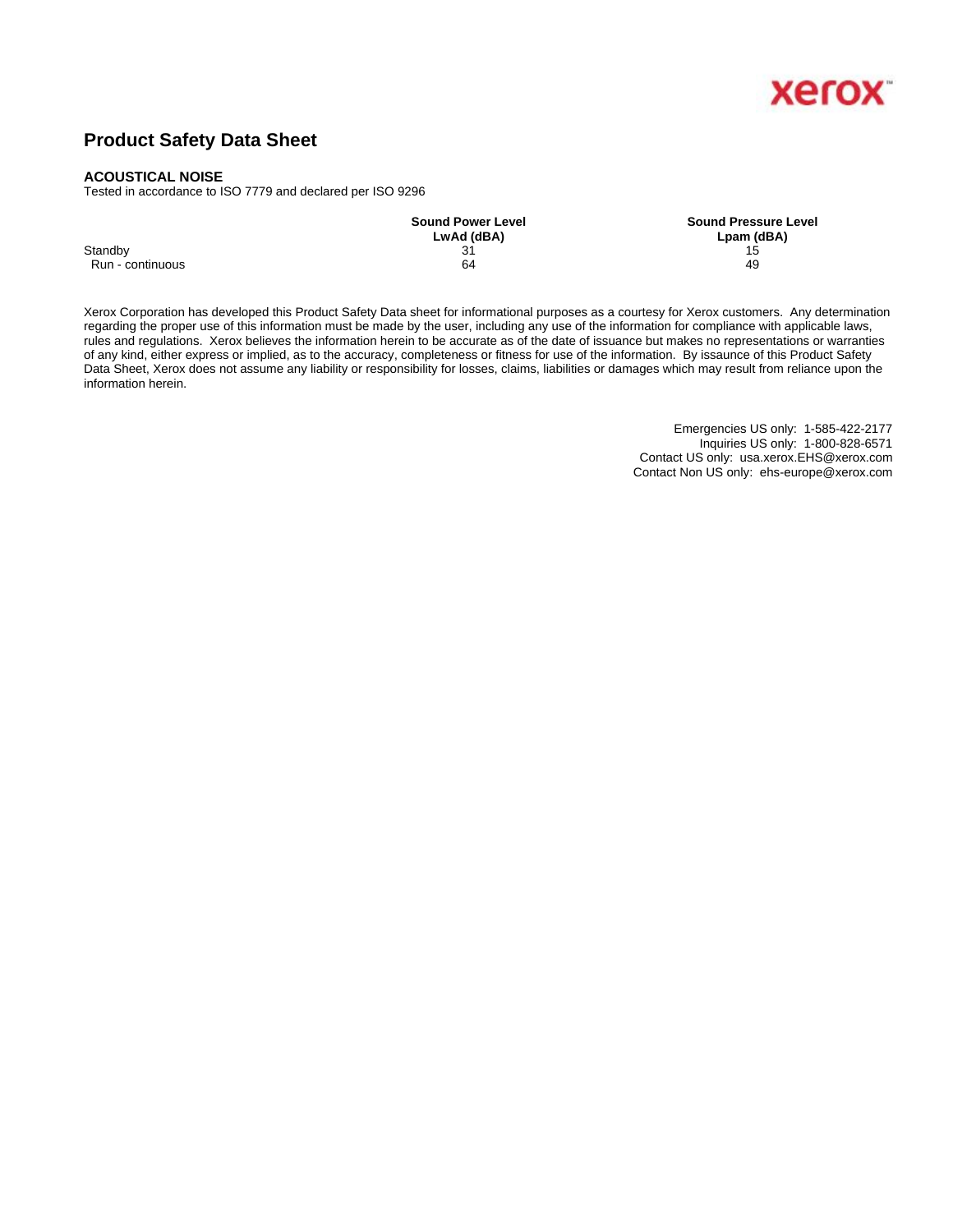## Product Safety Data Sheet

### ACOUSTICAL NOISE

Tested in accordance to ISO 7779 and declared per ISO 9296

| | Sound Power Level LwAd (dBA) | Sound Pressure Level Lpam (dBA) |
|---|---|---|
| Standby | 31 | 15 |
| Run - continuous | 64 | 49 |

Xerox Corporation has developed this Product Safety Data sheet for informational purposes as a courtesy for Xerox customers. Any determination regarding the proper use of this information must be made by the user, including any use of the information for compliance with applicable laws, rules and regulations. Xerox believes the information herein to be accurate as of the date of issuance but makes no representations or warranties of any kind, either express or implied, as to the accuracy, completeness or fitness for use of the information. By issuance of this Product Safety Data Sheet, Xerox does not assume any liability or responsibility for losses, claims, liabilities or damages which may result from reliance upon the information herein.

Emergencies US only: 1-585-422-2177
Inquiries US only: 1-800-828-6571
Contact US only: usa.xerox.EHS@xerox.com
Contact Non US only: ehs-europe@xerox.com